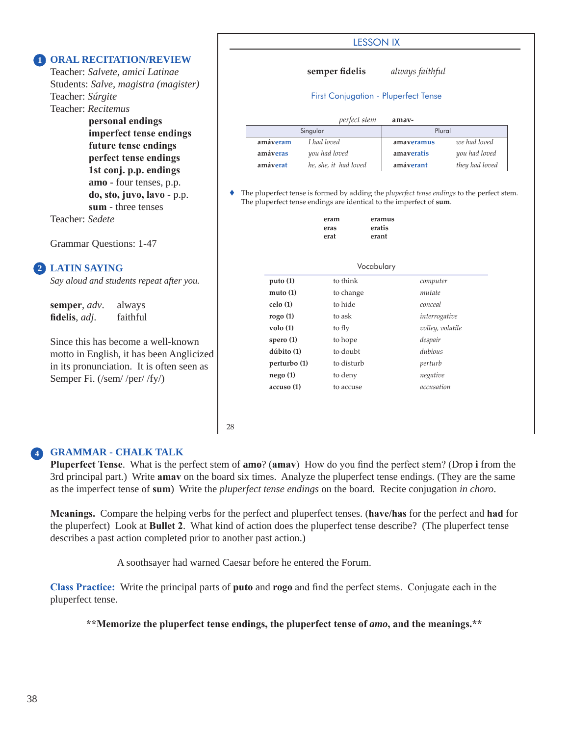## 1 ORAL RECITATION/REVIEW

Teacher: *Salvete, amici Latinae*
Students: *Salve, magistra (magister)*
Teacher: *Súrgite*
Teacher: *Recitemus*

- **personal endings**
- **imperfect tense endings**
- **future tense endings**
- **perfect tense endings**
- **1st conj. p.p. endings**
- **amo** - four tenses, p.p.
- **do, sto, juvo, lavo** - p.p.
- **sum** - three tenses

Teacher: *Sedete*

Grammar Questions: 1-47

## 2 LATIN SAYING

*Say aloud and students repeat after you.*

**semper**, *adv.* always
**fidelis**, *adj.* faithful

Since this has become a well-known motto in English, it has been Anglicized in its pronunciation. It is often seen as Semper Fi. (/sem/ /per/ /fy/)

### LESSON IX

**semper fidelis** *always faithful*

First Conjugation - Pluperfect Tense

*perfect stem* **amav-**

| Singular | | Plural | |
|---|---|---|---|
| **amáveram** | *I had loved* | **amaveramus** | *we had loved* |
| **amáveras** | *you had loved* | **amaveratis** | *you had loved* |
| **amáverat** | *he, she, it had loved* | **amáverant** | *they had loved* |

♦ The pluperfect tense is formed by adding the *pluperfect tense endings* to the perfect stem. The pluperfect tense endings are identical to the imperfect of **sum**.

| | |
|---|---|
| **eram** | **eramus** |
| **eras** | **eratis** |
| **erat** | **erant** |

Vocabulary

| | | |
|---|---|---|
| **puto (1)** | to think | *computer* |
| **muto (1)** | to change | *mutate* |
| **celo (1)** | to hide | *conceal* |
| **rogo (1)** | to ask | *interrogative* |
| **volo (1)** | to fly | *volley, volatile* |
| **spero (1)** | to hope | *despair* |
| **dúbito (1)** | to doubt | *dubious* |
| **perturbo (1)** | to disturb | *perturb* |
| **nego (1)** | to deny | *negative* |
| **accuso (1)** | to accuse | *accusation* |

28

## 4 GRAMMAR - CHALK TALK

**Pluperfect Tense**. What is the perfect stem of **amo**? (**amav**) How do you find the perfect stem? (Drop **i** from the 3rd principal part.) Write **amav** on the board six times. Analyze the pluperfect tense endings. (They are the same as the imperfect tense of **sum**) Write the *pluperfect tense endings* on the board. Recite conjugation *in choro*.

**Meanings.** Compare the helping verbs for the perfect and pluperfect tenses. (**have/has** for the perfect and **had** for the pluperfect) Look at **Bullet 2**. What kind of action does the pluperfect tense describe? (The pluperfect tense describes a past action completed prior to another past action.)

A soothsayer had warned Caesar before he entered the Forum.

**Class Practice:** Write the principal parts of **puto** and **rogo** and find the perfect stems. Conjugate each in the pluperfect tense.

**\*\*Memorize the pluperfect tense endings, the pluperfect tense of *amo*, and the meanings.\*\***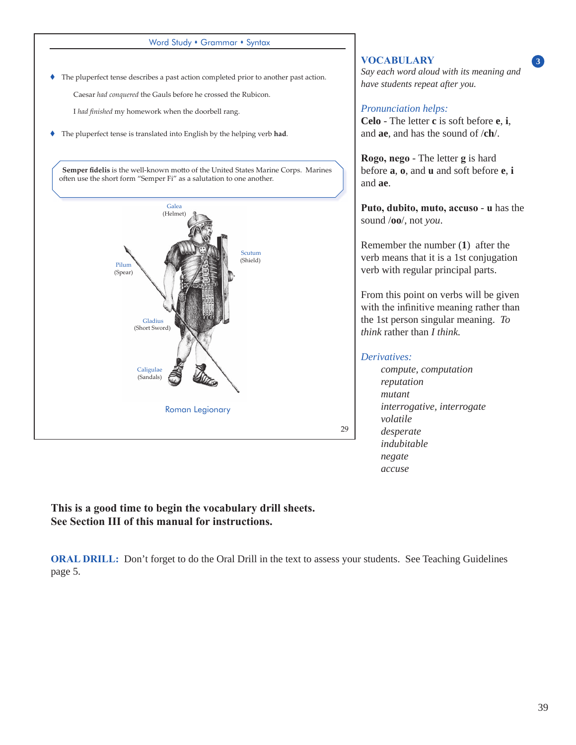### Word Study • Grammar • Syntax

- The pluperfect tense describes a past action completed prior to another past action.

  Caesar *had conquered* the Gauls before he crossed the Rubicon.

  I *had finished* my homework when the doorbell rang.

- The pluperfect tense is translated into English by the helping verb **had**.

> **Semper fidelis** is the well-known motto of the United States Marine Corps. Marines often use the short form "Semper Fi" as a salutation to one another.

Galea (Helmet)

Scutum (Shield)

Pilum (Spear)

Gladius (Short Sword)

Caligulae (Sandals)

Roman Legionary

29

## VOCABULARY

*Say each word aloud with its meaning and have students repeat after you.*

*Pronunciation helps:*

**Celo** - The letter **c** is soft before **e**, **i**, and **ae**, and has the sound of /**ch**/.

**Rogo, nego** - The letter **g** is hard before **a**, **o**, and **u** and soft before **e**, **i** and **ae**.

**Puto, dubito, muto, accuso** - **u** has the sound /**oo**/, not *you*.

Remember the number (**1**) after the verb means that it is a 1st conjugation verb with regular principal parts.

From this point on verbs will be given with the infinitive meaning rather than the 1st person singular meaning. *To think* rather than *I think.*

*Derivatives:*

*compute, computation*
*reputation*
*mutant*
*interrogative, interrogate*
*volatile*
*desperate*
*indubitable*
*negate*
*accuse*

**This is a good time to begin the vocabulary drill sheets.**
**See Section III of this manual for instructions.**

**ORAL DRILL:** Don't forget to do the Oral Drill in the text to assess your students. See Teaching Guidelines page 5.